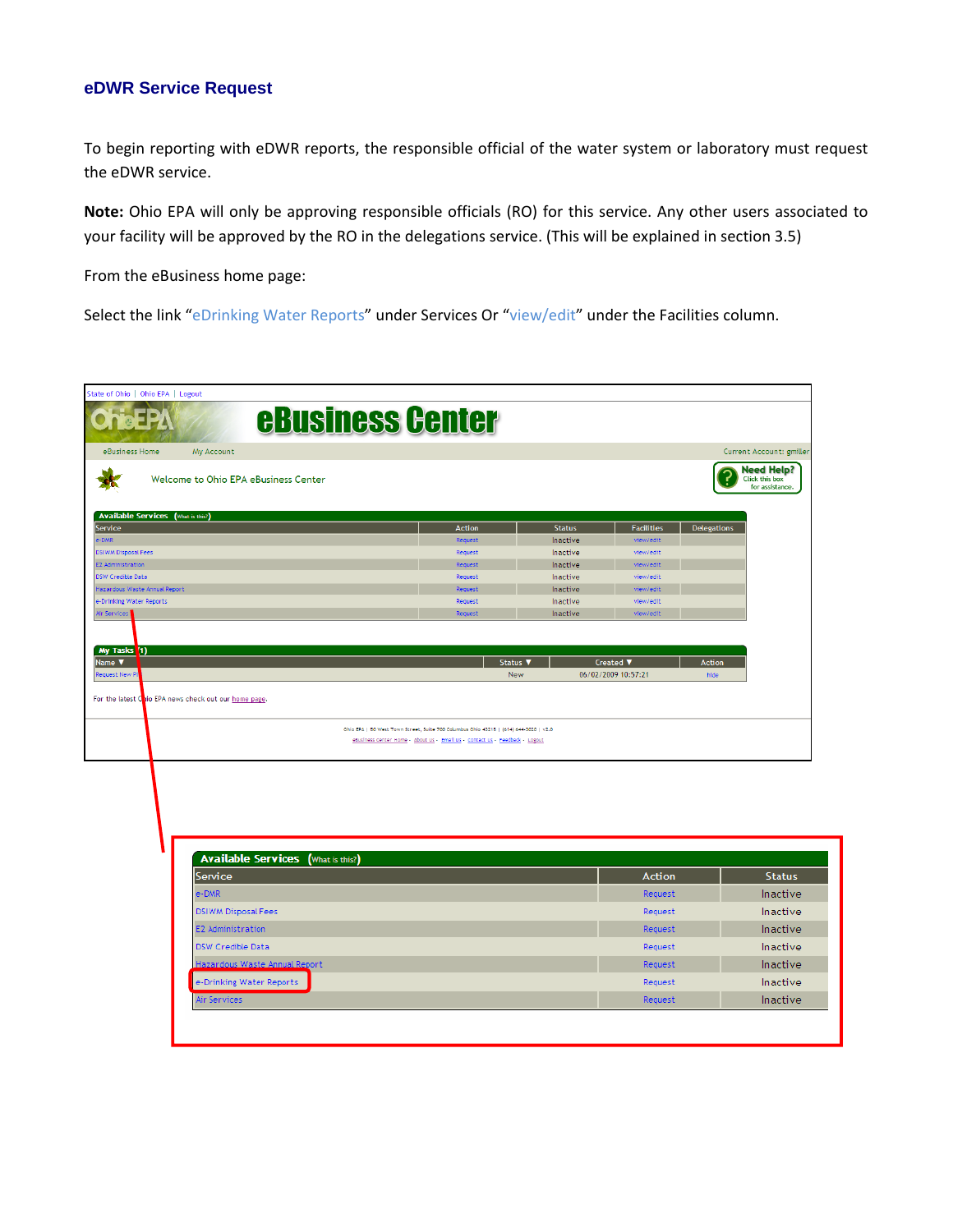## eDWR Service Request

To begin reporting with eDWR reports, the responsible official of the water system or laboratory must request the eDWR service.

**Note:** Ohio EPA will only be approving responsible officials (RO) for this service. Any other users associated to your facility will be approved by the RO in the delegations service. (This will be explained in section 3.5)

From the eBusiness home page:

Select the link "eDrinking Water Reports" under Services Or "view/edit" under the Facilities column.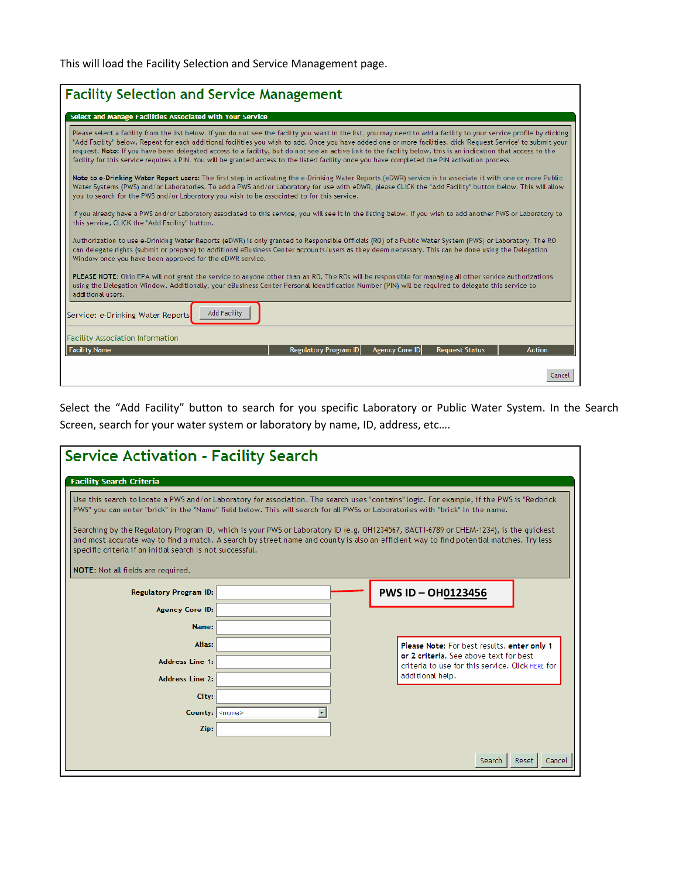This will load the Facility Selection and Service Management page.

## Facility Selection and Service Management

**Select and Manage Facilities Associated with Your Service**

Please select a facility from the list below. If you do not see the facility you want in the list, you may need to add a facility to your service profile by clicking "Add Facility" below. Repeat for each additional facilities you wish to add. Once you have added one or more facilities, click 'Request Service' to submit your request. **Note:** If you have been delegated access to a facility, but do not see an active link to the facility below, this is an indication that access to the facility for this service requires a PIN. You will be granted access to the listed facility once you have completed the PIN activation process.

**Note to e-Drinking Water Report users:** The first step in activating the e-Drinking Water Reports (eDWR) service is to associate it with one or more Public Water Systems (PWS) and/or Laboratories. To add a PWS and/or Laboratory for use with eDWR, please CLICK the "Add Facility" button below. This will allow you to search for the PWS and/or Laboratory you wish to be associated to for this service.

If you already have a PWS and/or Laboratory associated to this service, you will see it in the listing below. If you wish to add another PWS or Laboratory to this service, CLICK the "Add Facility" button.

Authorization to use e-Drinking Water Reports (eDWR) is only granted to Responsible Officials (RO) of a Public Water System (PWS) or Laboratory. The RO can delegate rights (submit or prepare) to additional eBusiness Center accounts/users as they deem necessary. This can be done using the Delegation Window once you have been approved for the eDWR service.

**PLEASE NOTE:** Ohio EPA will not grant the service to anyone other than an RO. The ROs will be responsible for managing all other service authorizations using the Delegation Window. Additionally, your eBusiness Center Personal Identification Number (PIN) will be required to delegate this service to additional users.

Service: e-Drinking Water Reports [Add Facility]

Facility Association Information

| Facility Name | Regulatory Program ID | Agency Core ID | Request Status | Action |
|---|---|---|---|---|

[Cancel]

Select the "Add Facility" button to search for you specific Laboratory or Public Water System. In the Search Screen, search for your water system or laboratory by name, ID, address, etc.…

## Service Activation - Facility Search

**Facility Search Criteria**

Use this search to locate a PWS and/or Laboratory for association. The search uses "contains" logic. For example, if the PWS is "Redbrick PWS" you can enter "brick" in the "Name" field below. This will search for all PWSs or Laboratories with "brick" in the name.

Searching by the Regulatory Program ID, which is your PWS or Laboratory ID (e.g. OH1234567, BACTI-6789 or CHEM-1234), is the quickest and most accurate way to find a match. A search by street name and county is also an efficient way to find potential matches. Try less specific criteria if an initial search is not successful.

**NOTE:** Not all fields are required.

- **Regulatory Program ID:** — **PWS ID – OH0123456**
- **Agency Core ID:**
- **Name:**
- **Alias:**
- **Address Line 1:**
- **Address Line 2:**
- **City:**
- **County:** <none>
- **Zip:**

Please Note: For best results, **enter only 1 or 2 criteria**. See above text for best criteria to use for this service. Click HERE for additional help.

[Search] [Reset] [Cancel]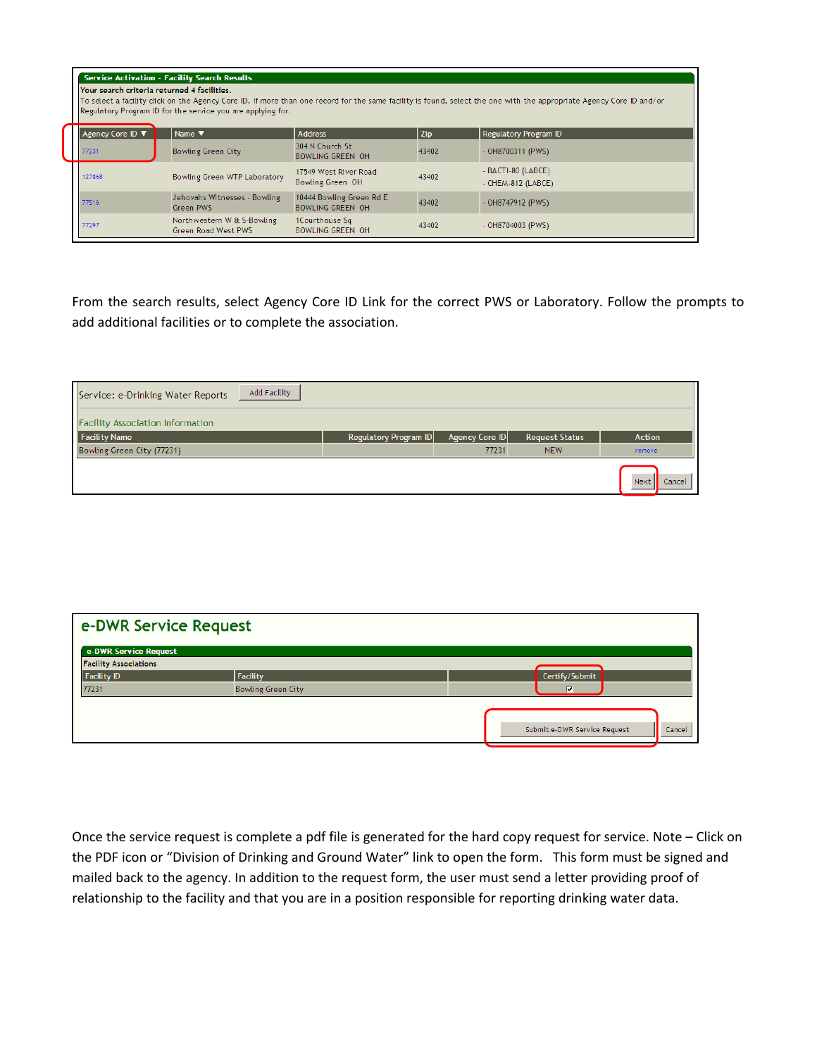**Service Activation - Facility Search Results**

**Your search criteria returned 4 facilities.**

To select a facility click on the Agency Core ID. If more than one record for the same facility is found, select the one with the appropriate Agency Core ID and/or Regulatory Program ID for the service you are applying for.

| Agency Core ID ▼ | Name ▼ | Address | Zip | Regulatory Program ID |
|---|---|---|---|---|
| 77231 | Bowling Green City | 304 N Church St BOWLING GREEN OH | 43402 | - OH8700311 (PWS) |
| 127868 | Bowling Green WTP Laboratory | 17549 West River Road Bowling Green OH | 43402 | - BACTI-80 (LABCE) - CHEM-812 (LABCE) |
| 77516 | Jehovahs Witnesses - Bowling Green PWS | 10444 Bowling Green Rd E BOWLING GREEN OH | 43402 | - OH8747912 (PWS) |
| 77297 | Northwestern W & S-Bowling Green Road West PWS | 1Courthouse Sq BOWLING GREEN OH | 43402 | - OH8704003 (PWS) |

From the search results, select Agency Core ID Link for the correct PWS or Laboratory. Follow the prompts to add additional facilities or to complete the association.

Service: e-Drinking Water Reports [Add Facility]

Facility Association Information

| Facility Name | Regulatory Program ID | Agency Core ID | Request Status | Action |
|---|---|---|---|---|
| Bowling Green City (77231) | | 77231 | NEW | remove |

[Next] [Cancel]

## e-DWR Service Request

**e-DWR Service Request**

Facility Associations

| Facility ID | Facility | Certify/Submit |
|---|---|---|
| 77231 | Bowling Green City | ☑ |

[Submit e-DWR Service Request] [Cancel]

Once the service request is complete a pdf file is generated for the hard copy request for service. Note – Click on the PDF icon or "Division of Drinking and Ground Water" link to open the form. This form must be signed and mailed back to the agency. In addition to the request form, the user must send a letter providing proof of relationship to the facility and that you are in a position responsible for reporting drinking water data.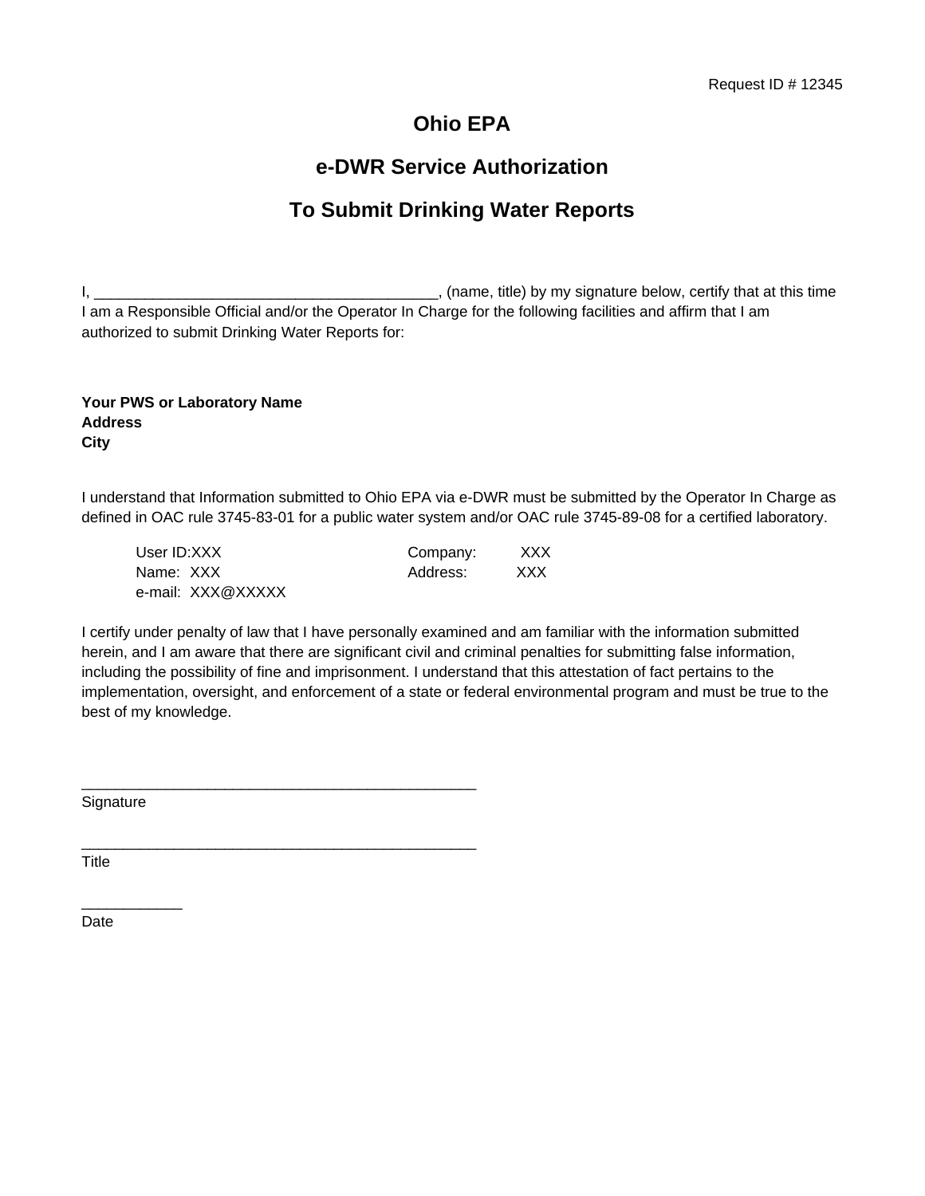Request ID # 12345

# Ohio EPA

## e-DWR Service Authorization

## To Submit Drinking Water Reports

I, ________________________________________, (name, title) by my signature below, certify that at this time I am a Responsible Official and/or the Operator In Charge for the following facilities and affirm that I am authorized to submit Drinking Water Reports for:

**Your PWS or Laboratory Name**
**Address**
**City**

I understand that Information submitted to Ohio EPA via e-DWR must be submitted by the Operator In Charge as defined in OAC rule 3745-83-01 for a public water system and/or OAC rule 3745-89-08 for a certified laboratory.

User ID:XXX
Name: XXX
e-mail: XXX@XXXXX

Company: XXX
Address: XXX

I certify under penalty of law that I have personally examined and am familiar with the information submitted herein, and I am aware that there are significant civil and criminal penalties for submitting false information, including the possibility of fine and imprisonment. I understand that this attestation of fact pertains to the implementation, oversight, and enforcement of a state or federal environmental program and must be true to the best of my knowledge.

_______________________________________________
Signature

_______________________________________________
Title

____________
Date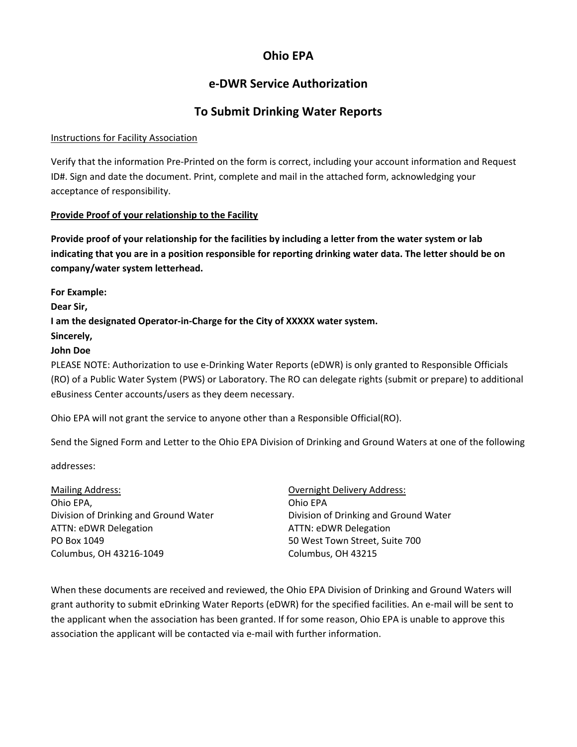# Ohio EPA

## e-DWR Service Authorization

## To Submit Drinking Water Reports

Instructions for Facility Association

Verify that the information Pre-Printed on the form is correct, including your account information and Request ID#. Sign and date the document. Print, complete and mail in the attached form, acknowledging your acceptance of responsibility.

**Provide Proof of your relationship to the Facility**

**Provide proof of your relationship for the facilities by including a letter from the water system or lab indicating that you are in a position responsible for reporting drinking water data. The letter should be on company/water system letterhead.**

**For Example:**
**Dear Sir,**
**I am the designated Operator-in-Charge for the City of XXXXX water system.**
**Sincerely,**
**John Doe**

PLEASE NOTE: Authorization to use e-Drinking Water Reports (eDWR) is only granted to Responsible Officials (RO) of a Public Water System (PWS) or Laboratory. The RO can delegate rights (submit or prepare) to additional eBusiness Center accounts/users as they deem necessary.

Ohio EPA will not grant the service to anyone other than a Responsible Official(RO).

Send the Signed Form and Letter to the Ohio EPA Division of Drinking and Ground Waters at one of the following addresses:

Mailing Address:
Ohio EPA,
Division of Drinking and Ground Water
ATTN: eDWR Delegation
PO Box 1049
Columbus, OH 43216-1049

Overnight Delivery Address:
Ohio EPA
Division of Drinking and Ground Water
ATTN: eDWR Delegation
50 West Town Street, Suite 700
Columbus, OH 43215

When these documents are received and reviewed, the Ohio EPA Division of Drinking and Ground Waters will grant authority to submit eDrinking Water Reports (eDWR) for the specified facilities. An e-mail will be sent to the applicant when the association has been granted. If for some reason, Ohio EPA is unable to approve this association the applicant will be contacted via e-mail with further information.